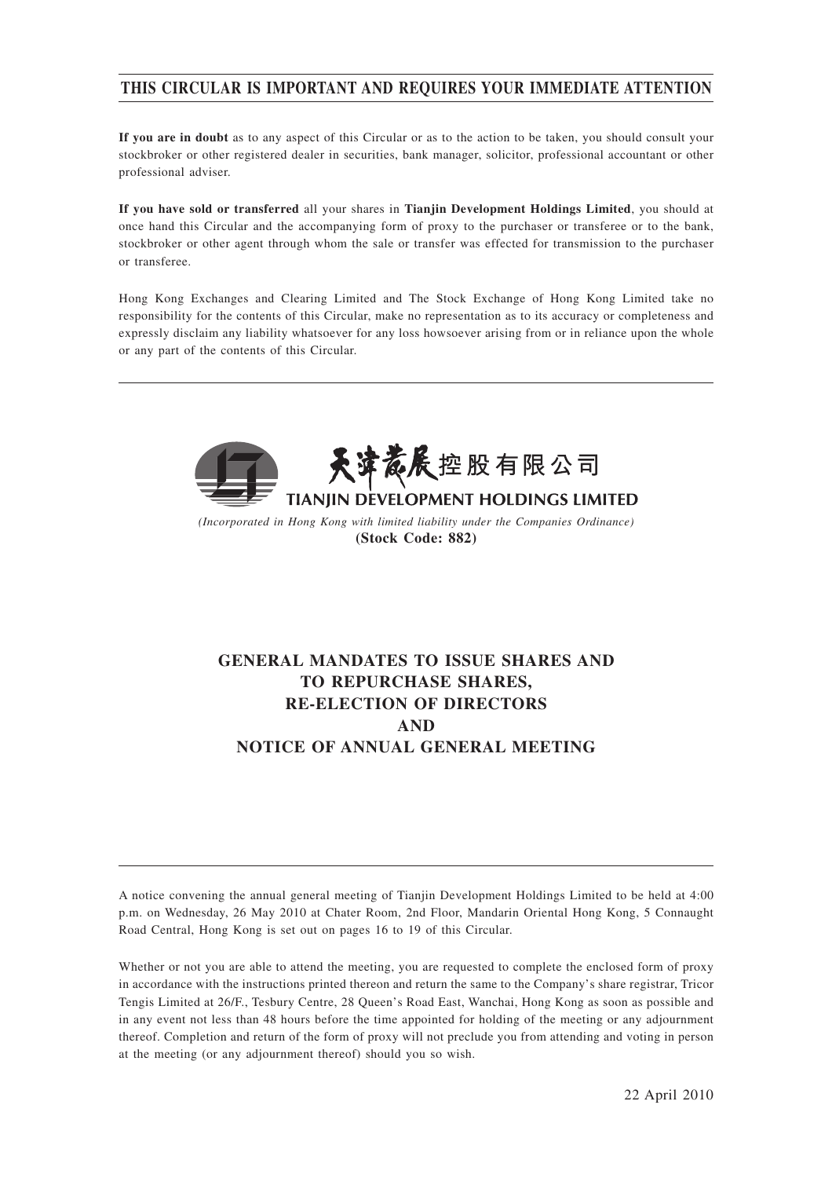# THIS CIRCULAR IS IMPORTANT AND REQUIRES YOUR IMMEDIATE ATTENTION

**If you are in doubt** as to any aspect of this Circular or as to the action to be taken, you should consult your stockbroker or other registered dealer in securities, bank manager, solicitor, professional accountant or other professional adviser.

**If you have sold or transferred** all your shares in **Tianjin Development Holdings Limited**, you should at once hand this Circular and the accompanying form of proxy to the purchaser or transferee or to the bank, stockbroker or other agent through whom the sale or transfer was effected for transmission to the purchaser or transferee.

Hong Kong Exchanges and Clearing Limited and The Stock Exchange of Hong Kong Limited take no responsibility for the contents of this Circular, make no representation as to its accuracy or completeness and expressly disclaim any liability whatsoever for any loss howsoever arising from or in reliance upon the whole or any part of the contents of this Circular.

天津發展控股有限公司

**TIANJIN DEVELOPMENT HOLDINGS LIMITED**

*(Incorporated in Hong Kong with limited liability under the Companies Ordinance)*

**(Stock Code: 882)**

## GENERAL MANDATES TO ISSUE SHARES AND TO REPURCHASE SHARES, RE-ELECTION OF DIRECTORS AND NOTICE OF ANNUAL GENERAL MEETING

A notice convening the annual general meeting of Tianjin Development Holdings Limited to be held at 4:00 p.m. on Wednesday, 26 May 2010 at Chater Room, 2nd Floor, Mandarin Oriental Hong Kong, 5 Connaught Road Central, Hong Kong is set out on pages 16 to 19 of this Circular.

Whether or not you are able to attend the meeting, you are requested to complete the enclosed form of proxy in accordance with the instructions printed thereon and return the same to the Company's share registrar, Tricor Tengis Limited at 26/F., Tesbury Centre, 28 Queen's Road East, Wanchai, Hong Kong as soon as possible and in any event not less than 48 hours before the time appointed for holding of the meeting or any adjournment thereof. Completion and return of the form of proxy will not preclude you from attending and voting in person at the meeting (or any adjournment thereof) should you so wish.

22 April 2010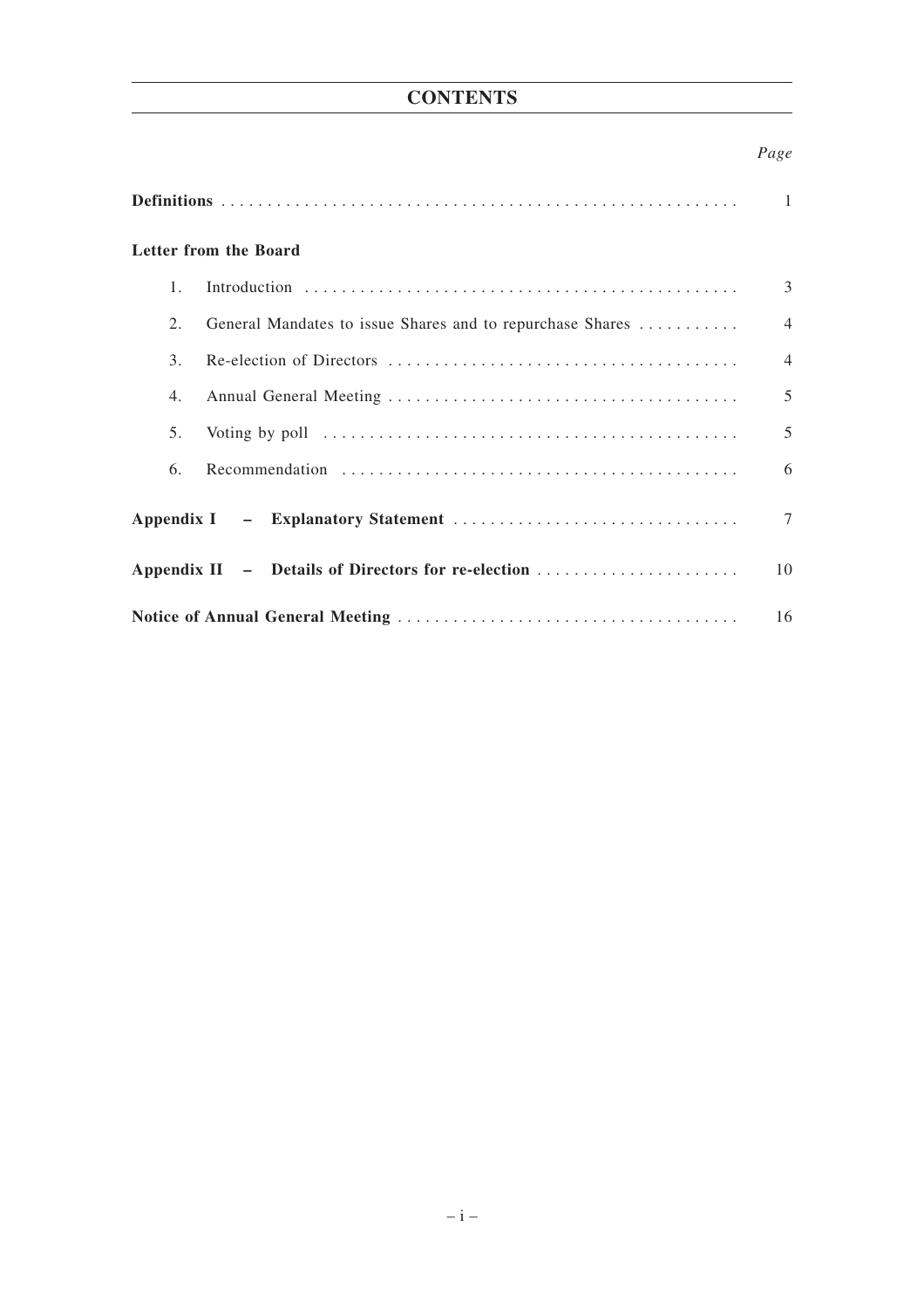# CONTENTS

| | Page |
|---|---|
| **Definitions** | 1 |
| **Letter from the Board** | |
| 1. Introduction | 3 |
| 2. General Mandates to issue Shares and to repurchase Shares | 4 |
| 3. Re-election of Directors | 4 |
| 4. Annual General Meeting | 5 |
| 5. Voting by poll | 5 |
| 6. Recommendation | 6 |
| **Appendix I – Explanatory Statement** | 7 |
| **Appendix II – Details of Directors for re-election** | 10 |
| **Notice of Annual General Meeting** | 16 |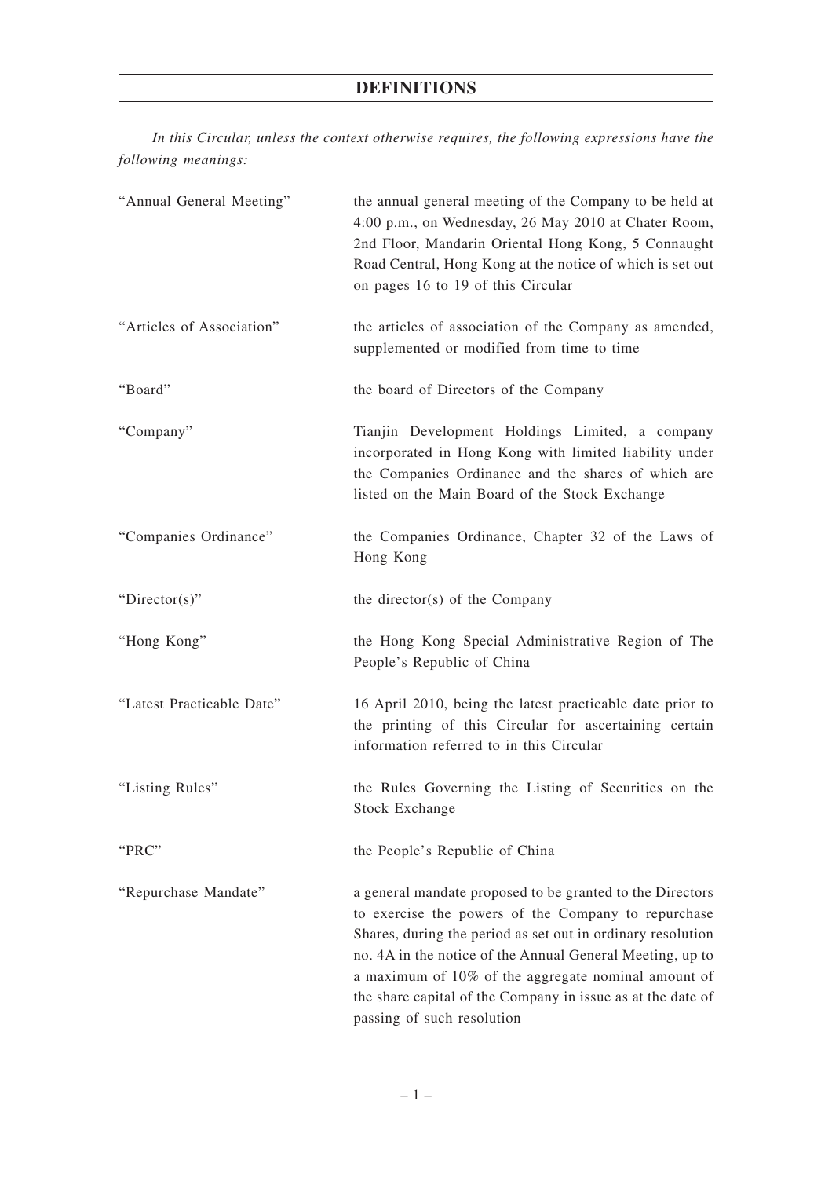# DEFINITIONS

*In this Circular, unless the context otherwise requires, the following expressions have the following meanings:*

| | |
|---|---|
| "Annual General Meeting" | the annual general meeting of the Company to be held at 4:00 p.m., on Wednesday, 26 May 2010 at Chater Room, 2nd Floor, Mandarin Oriental Hong Kong, 5 Connaught Road Central, Hong Kong at the notice of which is set out on pages 16 to 19 of this Circular |
| "Articles of Association" | the articles of association of the Company as amended, supplemented or modified from time to time |
| "Board" | the board of Directors of the Company |
| "Company" | Tianjin Development Holdings Limited, a company incorporated in Hong Kong with limited liability under the Companies Ordinance and the shares of which are listed on the Main Board of the Stock Exchange |
| "Companies Ordinance" | the Companies Ordinance, Chapter 32 of the Laws of Hong Kong |
| "Director(s)" | the director(s) of the Company |
| "Hong Kong" | the Hong Kong Special Administrative Region of The People's Republic of China |
| "Latest Practicable Date" | 16 April 2010, being the latest practicable date prior to the printing of this Circular for ascertaining certain information referred to in this Circular |
| "Listing Rules" | the Rules Governing the Listing of Securities on the Stock Exchange |
| "PRC" | the People's Republic of China |
| "Repurchase Mandate" | a general mandate proposed to be granted to the Directors to exercise the powers of the Company to repurchase Shares, during the period as set out in ordinary resolution no. 4A in the notice of the Annual General Meeting, up to a maximum of 10% of the aggregate nominal amount of the share capital of the Company in issue as at the date of passing of such resolution |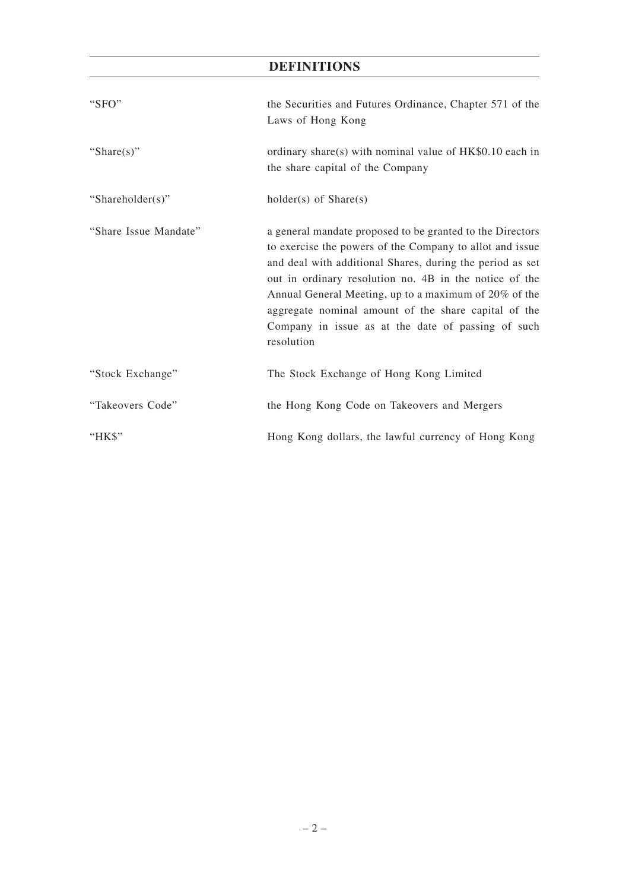# DEFINITIONS

| | |
|---|---|
| "SFO" | the Securities and Futures Ordinance, Chapter 571 of the Laws of Hong Kong |
| "Share(s)" | ordinary share(s) with nominal value of HK$0.10 each in the share capital of the Company |
| "Shareholder(s)" | holder(s) of Share(s) |
| "Share Issue Mandate" | a general mandate proposed to be granted to the Directors to exercise the powers of the Company to allot and issue and deal with additional Shares, during the period as set out in ordinary resolution no. 4B in the notice of the Annual General Meeting, up to a maximum of 20% of the aggregate nominal amount of the share capital of the Company in issue as at the date of passing of such resolution |
| "Stock Exchange" | The Stock Exchange of Hong Kong Limited |
| "Takeovers Code" | the Hong Kong Code on Takeovers and Mergers |
| "HK$" | Hong Kong dollars, the lawful currency of Hong Kong |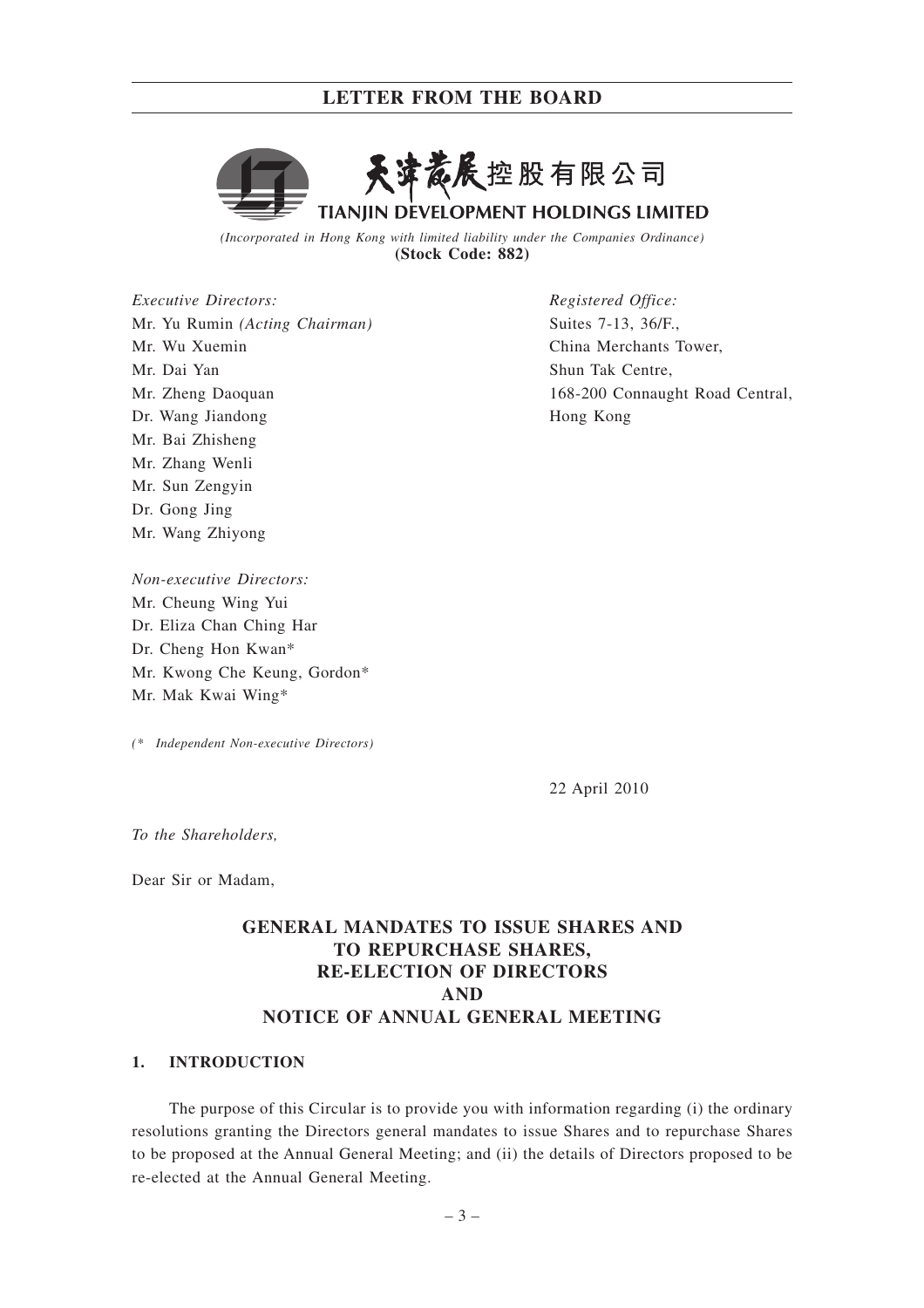天津發展控股有限公司

TIANJIN DEVELOPMENT HOLDINGS LIMITED

*(Incorporated in Hong Kong with limited liability under the Companies Ordinance)*

**(Stock Code: 882)**

*Executive Directors:*
Mr. Yu Rumin *(Acting Chairman)*
Mr. Wu Xuemin
Mr. Dai Yan
Mr. Zheng Daoquan
Dr. Wang Jiandong
Mr. Bai Zhisheng
Mr. Zhang Wenli
Mr. Sun Zengyin
Dr. Gong Jing
Mr. Wang Zhiyong

*Non-executive Directors:*
Mr. Cheung Wing Yui
Dr. Eliza Chan Ching Har
Dr. Cheng Hon Kwan*
Mr. Kwong Che Keung, Gordon*
Mr. Mak Kwai Wing*

*(\* Independent Non-executive Directors)*

*Registered Office:*
Suites 7-13, 36/F.,
China Merchants Tower,
Shun Tak Centre,
168-200 Connaught Road Central,
Hong Kong

22 April 2010

*To the Shareholders,*

Dear Sir or Madam,

## GENERAL MANDATES TO ISSUE SHARES AND TO REPURCHASE SHARES, RE-ELECTION OF DIRECTORS AND NOTICE OF ANNUAL GENERAL MEETING

### 1. INTRODUCTION

The purpose of this Circular is to provide you with information regarding (i) the ordinary resolutions granting the Directors general mandates to issue Shares and to repurchase Shares to be proposed at the Annual General Meeting; and (ii) the details of Directors proposed to be re-elected at the Annual General Meeting.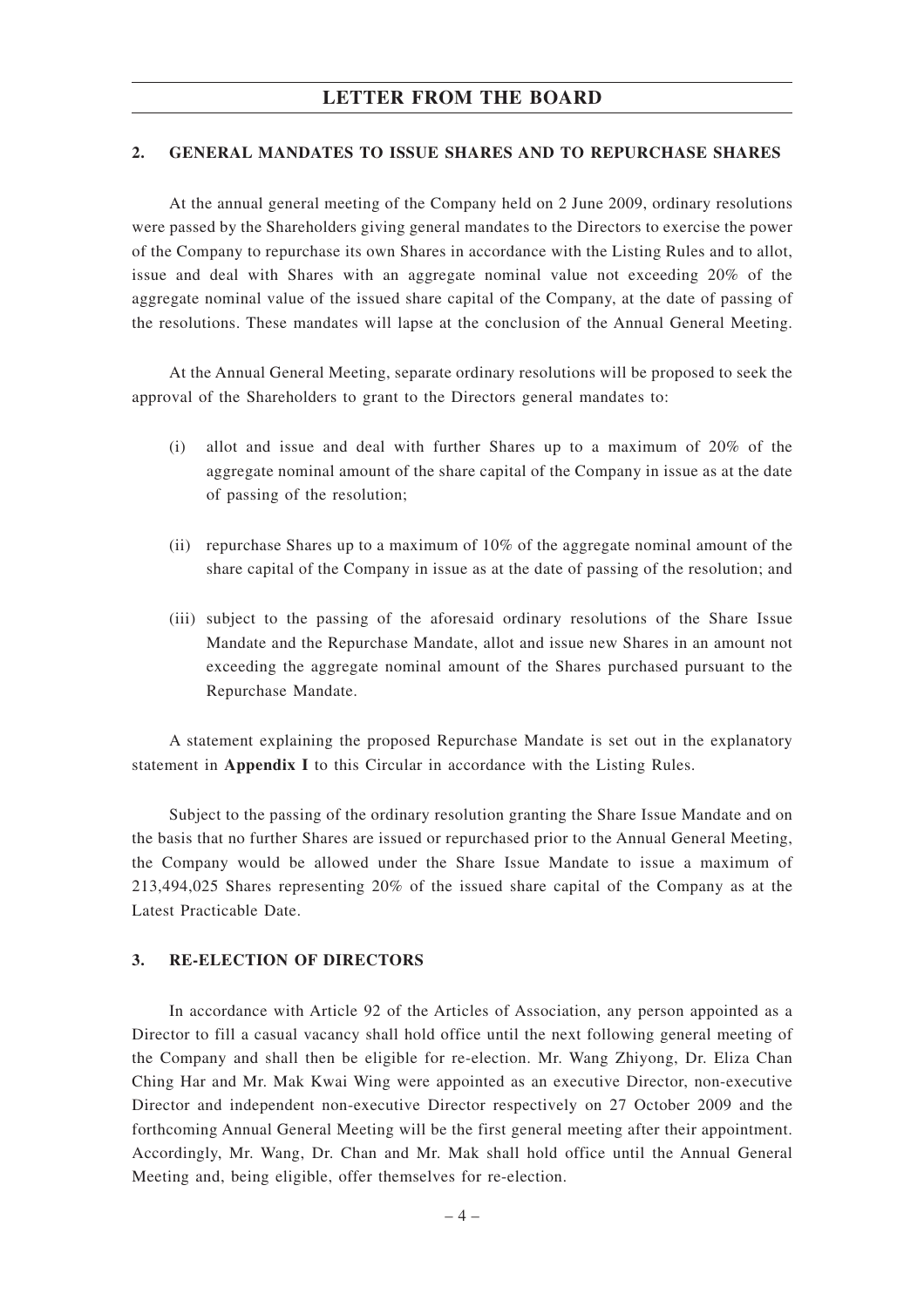## LETTER FROM THE BOARD

### 2. GENERAL MANDATES TO ISSUE SHARES AND TO REPURCHASE SHARES

At the annual general meeting of the Company held on 2 June 2009, ordinary resolutions were passed by the Shareholders giving general mandates to the Directors to exercise the power of the Company to repurchase its own Shares in accordance with the Listing Rules and to allot, issue and deal with Shares with an aggregate nominal value not exceeding 20% of the aggregate nominal value of the issued share capital of the Company, at the date of passing of the resolutions. These mandates will lapse at the conclusion of the Annual General Meeting.

At the Annual General Meeting, separate ordinary resolutions will be proposed to seek the approval of the Shareholders to grant to the Directors general mandates to:

(i) allot and issue and deal with further Shares up to a maximum of 20% of the aggregate nominal amount of the share capital of the Company in issue as at the date of passing of the resolution;

(ii) repurchase Shares up to a maximum of 10% of the aggregate nominal amount of the share capital of the Company in issue as at the date of passing of the resolution; and

(iii) subject to the passing of the aforesaid ordinary resolutions of the Share Issue Mandate and the Repurchase Mandate, allot and issue new Shares in an amount not exceeding the aggregate nominal amount of the Shares purchased pursuant to the Repurchase Mandate.

A statement explaining the proposed Repurchase Mandate is set out in the explanatory statement in **Appendix I** to this Circular in accordance with the Listing Rules.

Subject to the passing of the ordinary resolution granting the Share Issue Mandate and on the basis that no further Shares are issued or repurchased prior to the Annual General Meeting, the Company would be allowed under the Share Issue Mandate to issue a maximum of 213,494,025 Shares representing 20% of the issued share capital of the Company as at the Latest Practicable Date.

### 3. RE-ELECTION OF DIRECTORS

In accordance with Article 92 of the Articles of Association, any person appointed as a Director to fill a casual vacancy shall hold office until the next following general meeting of the Company and shall then be eligible for re-election. Mr. Wang Zhiyong, Dr. Eliza Chan Ching Har and Mr. Mak Kwai Wing were appointed as an executive Director, non-executive Director and independent non-executive Director respectively on 27 October 2009 and the forthcoming Annual General Meeting will be the first general meeting after their appointment. Accordingly, Mr. Wang, Dr. Chan and Mr. Mak shall hold office until the Annual General Meeting and, being eligible, offer themselves for re-election.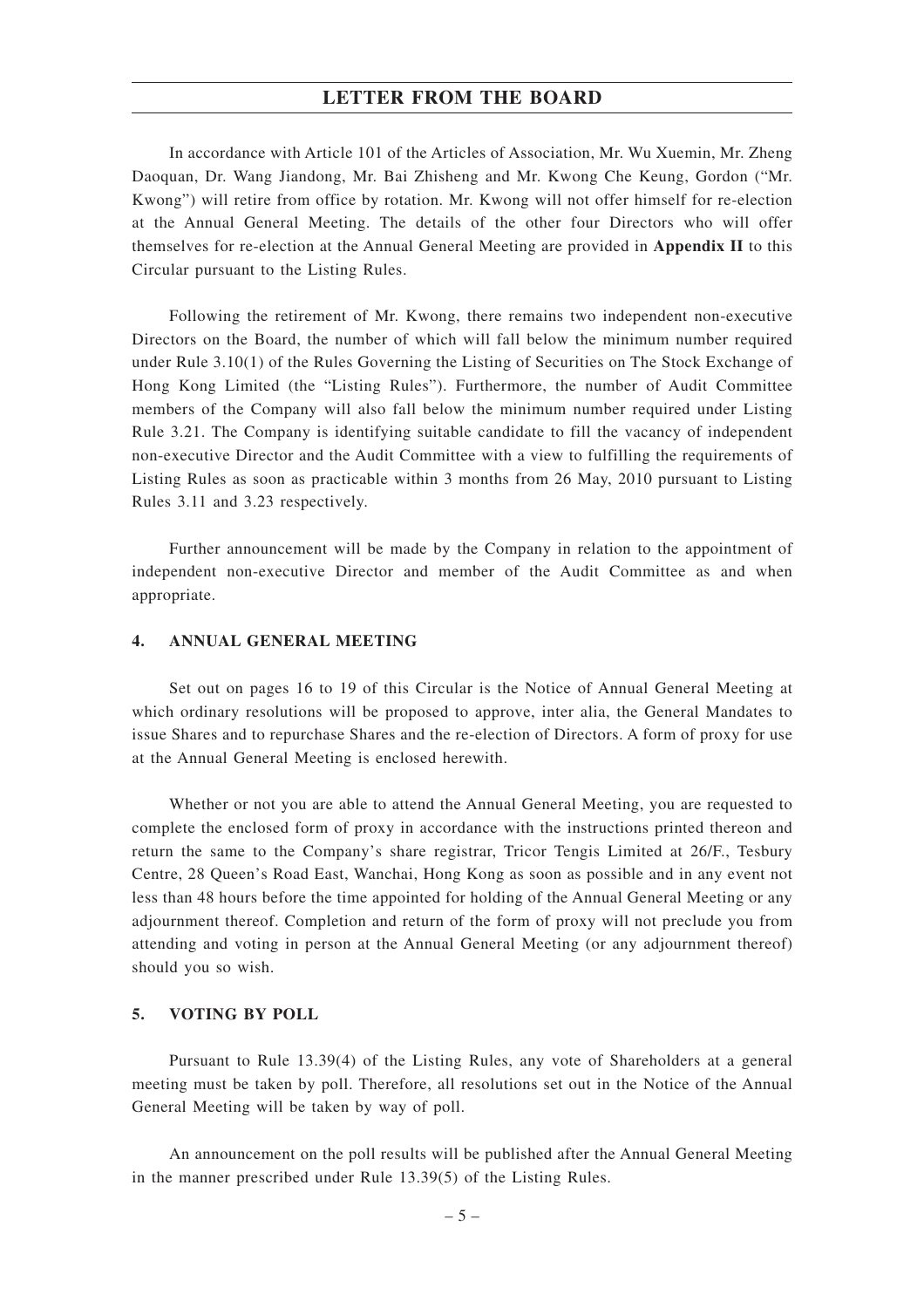In accordance with Article 101 of the Articles of Association, Mr. Wu Xuemin, Mr. Zheng Daoquan, Dr. Wang Jiandong, Mr. Bai Zhisheng and Mr. Kwong Che Keung, Gordon ("Mr. Kwong") will retire from office by rotation. Mr. Kwong will not offer himself for re-election at the Annual General Meeting. The details of the other four Directors who will offer themselves for re-election at the Annual General Meeting are provided in **Appendix II** to this Circular pursuant to the Listing Rules.

Following the retirement of Mr. Kwong, there remains two independent non-executive Directors on the Board, the number of which will fall below the minimum number required under Rule 3.10(1) of the Rules Governing the Listing of Securities on The Stock Exchange of Hong Kong Limited (the "Listing Rules"). Furthermore, the number of Audit Committee members of the Company will also fall below the minimum number required under Listing Rule 3.21. The Company is identifying suitable candidate to fill the vacancy of independent non-executive Director and the Audit Committee with a view to fulfilling the requirements of Listing Rules as soon as practicable within 3 months from 26 May, 2010 pursuant to Listing Rules 3.11 and 3.23 respectively.

Further announcement will be made by the Company in relation to the appointment of independent non-executive Director and member of the Audit Committee as and when appropriate.

## 4. ANNUAL GENERAL MEETING

Set out on pages 16 to 19 of this Circular is the Notice of Annual General Meeting at which ordinary resolutions will be proposed to approve, inter alia, the General Mandates to issue Shares and to repurchase Shares and the re-election of Directors. A form of proxy for use at the Annual General Meeting is enclosed herewith.

Whether or not you are able to attend the Annual General Meeting, you are requested to complete the enclosed form of proxy in accordance with the instructions printed thereon and return the same to the Company's share registrar, Tricor Tengis Limited at 26/F., Tesbury Centre, 28 Queen's Road East, Wanchai, Hong Kong as soon as possible and in any event not less than 48 hours before the time appointed for holding of the Annual General Meeting or any adjournment thereof. Completion and return of the form of proxy will not preclude you from attending and voting in person at the Annual General Meeting (or any adjournment thereof) should you so wish.

## 5. VOTING BY POLL

Pursuant to Rule 13.39(4) of the Listing Rules, any vote of Shareholders at a general meeting must be taken by poll. Therefore, all resolutions set out in the Notice of the Annual General Meeting will be taken by way of poll.

An announcement on the poll results will be published after the Annual General Meeting in the manner prescribed under Rule 13.39(5) of the Listing Rules.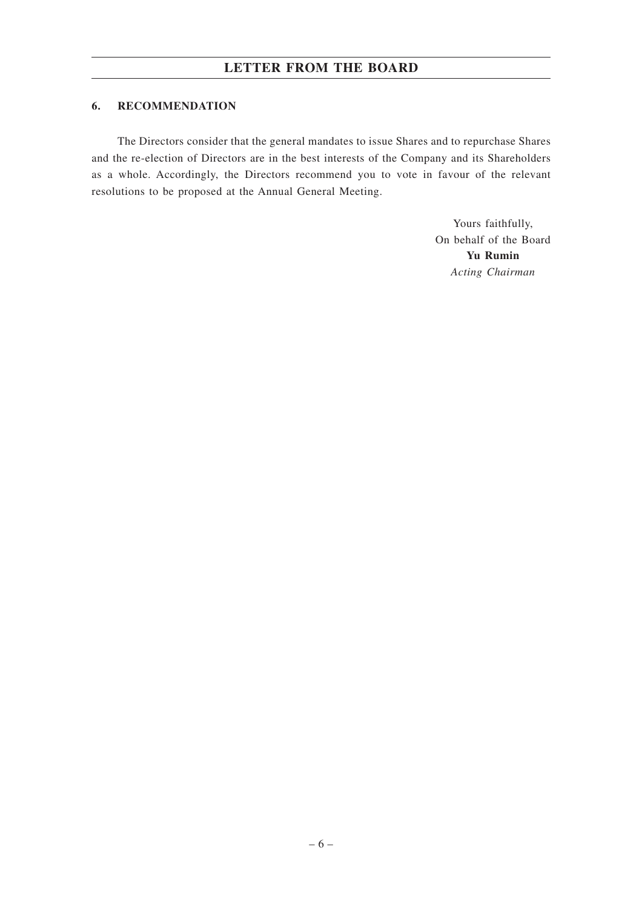### 6. RECOMMENDATION

The Directors consider that the general mandates to issue Shares and to repurchase Shares and the re-election of Directors are in the best interests of the Company and its Shareholders as a whole. Accordingly, the Directors recommend you to vote in favour of the relevant resolutions to be proposed at the Annual General Meeting.

Yours faithfully,
On behalf of the Board
**Yu Rumin**
*Acting Chairman*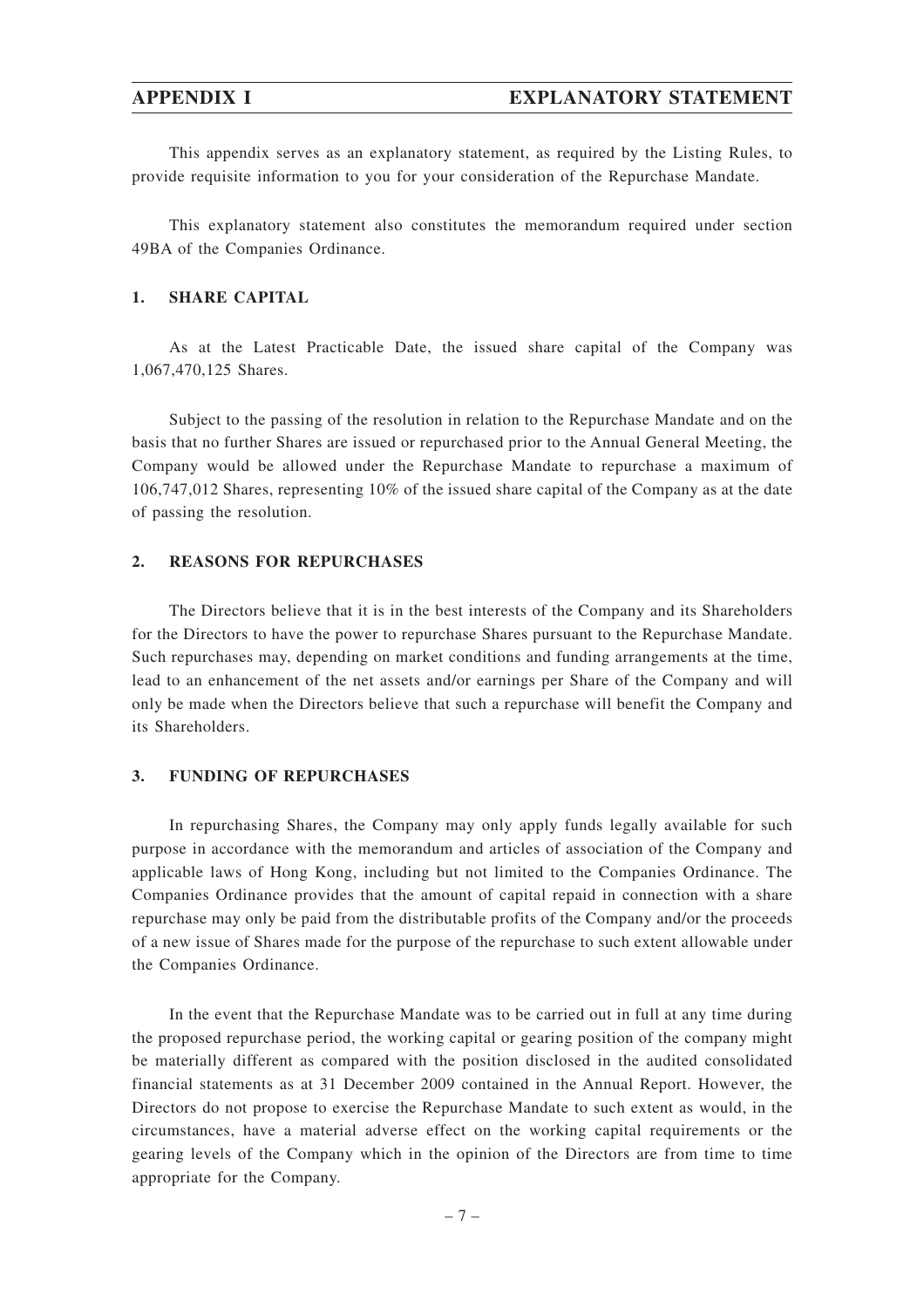# APPENDIX I EXPLANATORY STATEMENT

This appendix serves as an explanatory statement, as required by the Listing Rules, to provide requisite information to you for your consideration of the Repurchase Mandate.

This explanatory statement also constitutes the memorandum required under section 49BA of the Companies Ordinance.

## 1. SHARE CAPITAL

As at the Latest Practicable Date, the issued share capital of the Company was 1,067,470,125 Shares.

Subject to the passing of the resolution in relation to the Repurchase Mandate and on the basis that no further Shares are issued or repurchased prior to the Annual General Meeting, the Company would be allowed under the Repurchase Mandate to repurchase a maximum of 106,747,012 Shares, representing 10% of the issued share capital of the Company as at the date of passing the resolution.

## 2. REASONS FOR REPURCHASES

The Directors believe that it is in the best interests of the Company and its Shareholders for the Directors to have the power to repurchase Shares pursuant to the Repurchase Mandate. Such repurchases may, depending on market conditions and funding arrangements at the time, lead to an enhancement of the net assets and/or earnings per Share of the Company and will only be made when the Directors believe that such a repurchase will benefit the Company and its Shareholders.

## 3. FUNDING OF REPURCHASES

In repurchasing Shares, the Company may only apply funds legally available for such purpose in accordance with the memorandum and articles of association of the Company and applicable laws of Hong Kong, including but not limited to the Companies Ordinance. The Companies Ordinance provides that the amount of capital repaid in connection with a share repurchase may only be paid from the distributable profits of the Company and/or the proceeds of a new issue of Shares made for the purpose of the repurchase to such extent allowable under the Companies Ordinance.

In the event that the Repurchase Mandate was to be carried out in full at any time during the proposed repurchase period, the working capital or gearing position of the company might be materially different as compared with the position disclosed in the audited consolidated financial statements as at 31 December 2009 contained in the Annual Report. However, the Directors do not propose to exercise the Repurchase Mandate to such extent as would, in the circumstances, have a material adverse effect on the working capital requirements or the gearing levels of the Company which in the opinion of the Directors are from time to time appropriate for the Company.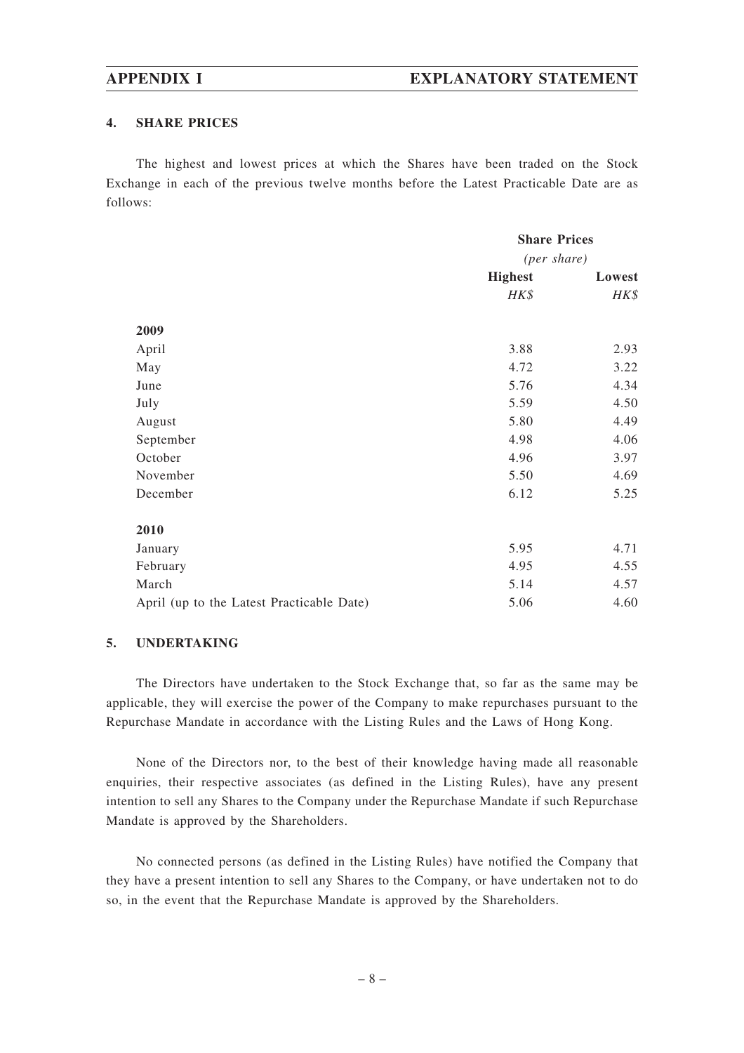## 4. SHARE PRICES

The highest and lowest prices at which the Shares have been traded on the Stock Exchange in each of the previous twelve months before the Latest Practicable Date are as follows:

| | Share Prices (per share) | |
|---|---|---|
| | **Highest** | **Lowest** |
| | *HK$* | *HK$* |
| **2009** | | |
| April | 3.88 | 2.93 |
| May | 4.72 | 3.22 |
| June | 5.76 | 4.34 |
| July | 5.59 | 4.50 |
| August | 5.80 | 4.49 |
| September | 4.98 | 4.06 |
| October | 4.96 | 3.97 |
| November | 5.50 | 4.69 |
| December | 6.12 | 5.25 |
| **2010** | | |
| January | 5.95 | 4.71 |
| February | 4.95 | 4.55 |
| March | 5.14 | 4.57 |
| April (up to the Latest Practicable Date) | 5.06 | 4.60 |

## 5. UNDERTAKING

The Directors have undertaken to the Stock Exchange that, so far as the same may be applicable, they will exercise the power of the Company to make repurchases pursuant to the Repurchase Mandate in accordance with the Listing Rules and the Laws of Hong Kong.

None of the Directors nor, to the best of their knowledge having made all reasonable enquiries, their respective associates (as defined in the Listing Rules), have any present intention to sell any Shares to the Company under the Repurchase Mandate if such Repurchase Mandate is approved by the Shareholders.

No connected persons (as defined in the Listing Rules) have notified the Company that they have a present intention to sell any Shares to the Company, or have undertaken not to do so, in the event that the Repurchase Mandate is approved by the Shareholders.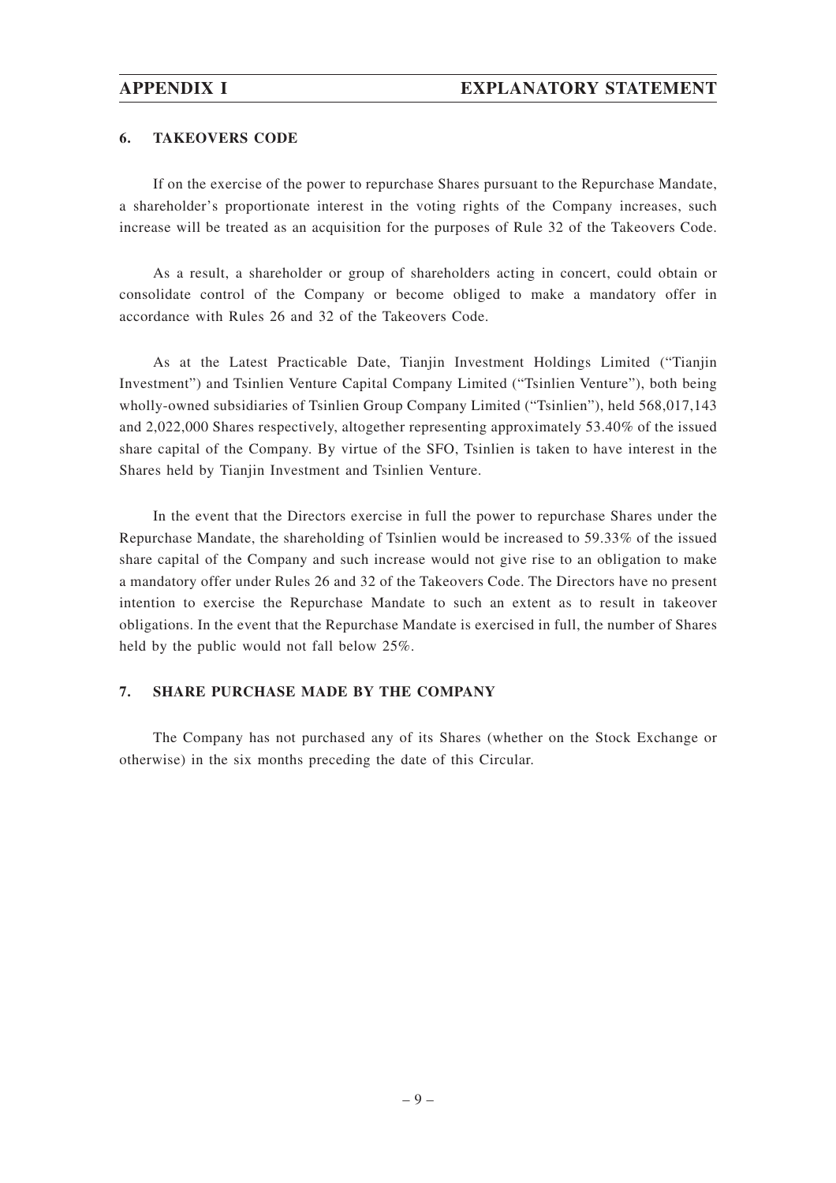## 6. TAKEOVERS CODE

If on the exercise of the power to repurchase Shares pursuant to the Repurchase Mandate, a shareholder's proportionate interest in the voting rights of the Company increases, such increase will be treated as an acquisition for the purposes of Rule 32 of the Takeovers Code.

As a result, a shareholder or group of shareholders acting in concert, could obtain or consolidate control of the Company or become obliged to make a mandatory offer in accordance with Rules 26 and 32 of the Takeovers Code.

As at the Latest Practicable Date, Tianjin Investment Holdings Limited ("Tianjin Investment") and Tsinlien Venture Capital Company Limited ("Tsinlien Venture"), both being wholly-owned subsidiaries of Tsinlien Group Company Limited ("Tsinlien"), held 568,017,143 and 2,022,000 Shares respectively, altogether representing approximately 53.40% of the issued share capital of the Company. By virtue of the SFO, Tsinlien is taken to have interest in the Shares held by Tianjin Investment and Tsinlien Venture.

In the event that the Directors exercise in full the power to repurchase Shares under the Repurchase Mandate, the shareholding of Tsinlien would be increased to 59.33% of the issued share capital of the Company and such increase would not give rise to an obligation to make a mandatory offer under Rules 26 and 32 of the Takeovers Code. The Directors have no present intention to exercise the Repurchase Mandate to such an extent as to result in takeover obligations. In the event that the Repurchase Mandate is exercised in full, the number of Shares held by the public would not fall below 25%.

## 7. SHARE PURCHASE MADE BY THE COMPANY

The Company has not purchased any of its Shares (whether on the Stock Exchange or otherwise) in the six months preceding the date of this Circular.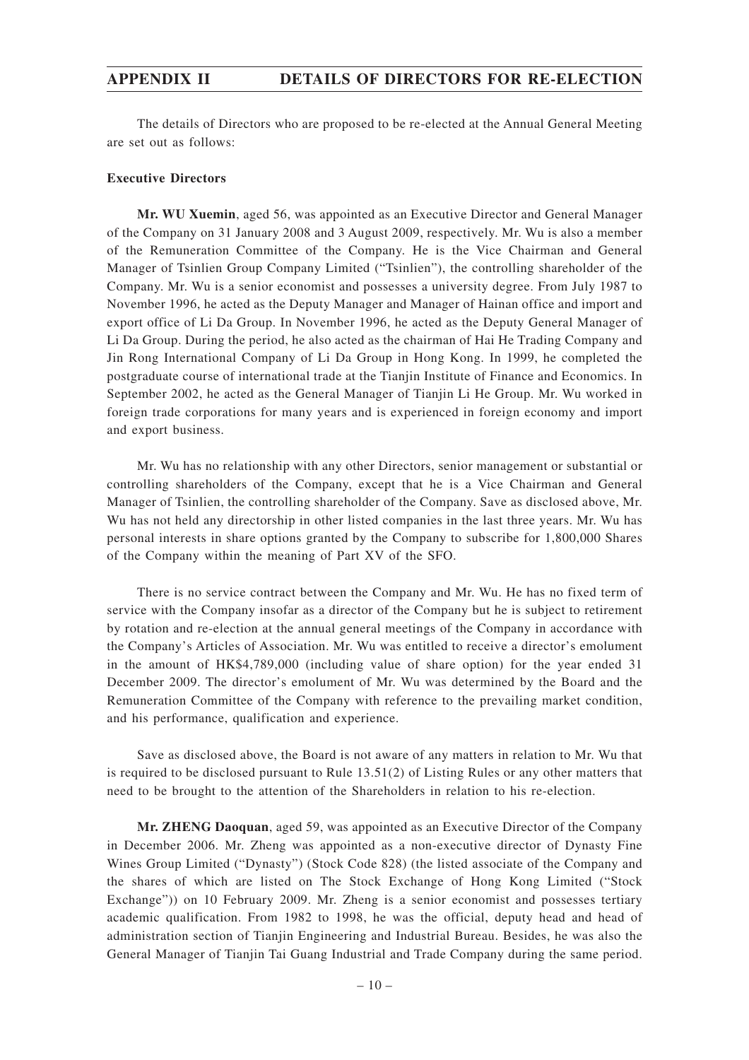# APPENDIX II DETAILS OF DIRECTORS FOR RE-ELECTION

The details of Directors who are proposed to be re-elected at the Annual General Meeting are set out as follows:

**Executive Directors**

**Mr. WU Xuemin**, aged 56, was appointed as an Executive Director and General Manager of the Company on 31 January 2008 and 3 August 2009, respectively. Mr. Wu is also a member of the Remuneration Committee of the Company. He is the Vice Chairman and General Manager of Tsinlien Group Company Limited ("Tsinlien"), the controlling shareholder of the Company. Mr. Wu is a senior economist and possesses a university degree. From July 1987 to November 1996, he acted as the Deputy Manager and Manager of Hainan office and import and export office of Li Da Group. In November 1996, he acted as the Deputy General Manager of Li Da Group. During the period, he also acted as the chairman of Hai He Trading Company and Jin Rong International Company of Li Da Group in Hong Kong. In 1999, he completed the postgraduate course of international trade at the Tianjin Institute of Finance and Economics. In September 2002, he acted as the General Manager of Tianjin Li He Group. Mr. Wu worked in foreign trade corporations for many years and is experienced in foreign economy and import and export business.

Mr. Wu has no relationship with any other Directors, senior management or substantial or controlling shareholders of the Company, except that he is a Vice Chairman and General Manager of Tsinlien, the controlling shareholder of the Company. Save as disclosed above, Mr. Wu has not held any directorship in other listed companies in the last three years. Mr. Wu has personal interests in share options granted by the Company to subscribe for 1,800,000 Shares of the Company within the meaning of Part XV of the SFO.

There is no service contract between the Company and Mr. Wu. He has no fixed term of service with the Company insofar as a director of the Company but he is subject to retirement by rotation and re-election at the annual general meetings of the Company in accordance with the Company's Articles of Association. Mr. Wu was entitled to receive a director's emolument in the amount of HK$4,789,000 (including value of share option) for the year ended 31 December 2009. The director's emolument of Mr. Wu was determined by the Board and the Remuneration Committee of the Company with reference to the prevailing market condition, and his performance, qualification and experience.

Save as disclosed above, the Board is not aware of any matters in relation to Mr. Wu that is required to be disclosed pursuant to Rule 13.51(2) of Listing Rules or any other matters that need to be brought to the attention of the Shareholders in relation to his re-election.

**Mr. ZHENG Daoquan**, aged 59, was appointed as an Executive Director of the Company in December 2006. Mr. Zheng was appointed as a non-executive director of Dynasty Fine Wines Group Limited ("Dynasty") (Stock Code 828) (the listed associate of the Company and the shares of which are listed on The Stock Exchange of Hong Kong Limited ("Stock Exchange")) on 10 February 2009. Mr. Zheng is a senior economist and possesses tertiary academic qualification. From 1982 to 1998, he was the official, deputy head and head of administration section of Tianjin Engineering and Industrial Bureau. Besides, he was also the General Manager of Tianjin Tai Guang Industrial and Trade Company during the same period.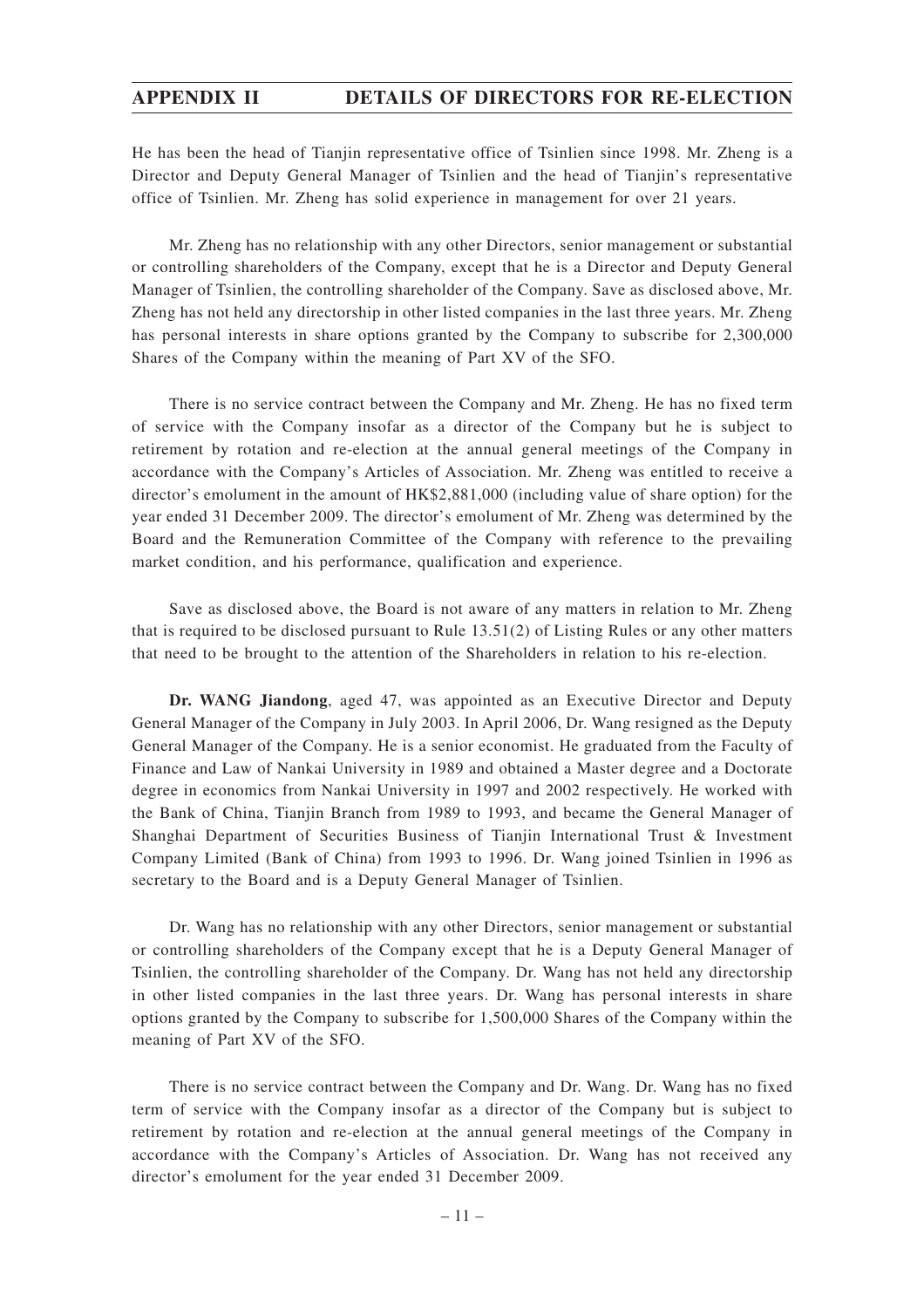He has been the head of Tianjin representative office of Tsinlien since 1998. Mr. Zheng is a Director and Deputy General Manager of Tsinlien and the head of Tianjin's representative office of Tsinlien. Mr. Zheng has solid experience in management for over 21 years.

Mr. Zheng has no relationship with any other Directors, senior management or substantial or controlling shareholders of the Company, except that he is a Director and Deputy General Manager of Tsinlien, the controlling shareholder of the Company. Save as disclosed above, Mr. Zheng has not held any directorship in other listed companies in the last three years. Mr. Zheng has personal interests in share options granted by the Company to subscribe for 2,300,000 Shares of the Company within the meaning of Part XV of the SFO.

There is no service contract between the Company and Mr. Zheng. He has no fixed term of service with the Company insofar as a director of the Company but he is subject to retirement by rotation and re-election at the annual general meetings of the Company in accordance with the Company's Articles of Association. Mr. Zheng was entitled to receive a director's emolument in the amount of HK$2,881,000 (including value of share option) for the year ended 31 December 2009. The director's emolument of Mr. Zheng was determined by the Board and the Remuneration Committee of the Company with reference to the prevailing market condition, and his performance, qualification and experience.

Save as disclosed above, the Board is not aware of any matters in relation to Mr. Zheng that is required to be disclosed pursuant to Rule 13.51(2) of Listing Rules or any other matters that need to be brought to the attention of the Shareholders in relation to his re-election.

**Dr. WANG Jiandong**, aged 47, was appointed as an Executive Director and Deputy General Manager of the Company in July 2003. In April 2006, Dr. Wang resigned as the Deputy General Manager of the Company. He is a senior economist. He graduated from the Faculty of Finance and Law of Nankai University in 1989 and obtained a Master degree and a Doctorate degree in economics from Nankai University in 1997 and 2002 respectively. He worked with the Bank of China, Tianjin Branch from 1989 to 1993, and became the General Manager of Shanghai Department of Securities Business of Tianjin International Trust & Investment Company Limited (Bank of China) from 1993 to 1996. Dr. Wang joined Tsinlien in 1996 as secretary to the Board and is a Deputy General Manager of Tsinlien.

Dr. Wang has no relationship with any other Directors, senior management or substantial or controlling shareholders of the Company except that he is a Deputy General Manager of Tsinlien, the controlling shareholder of the Company. Dr. Wang has not held any directorship in other listed companies in the last three years. Dr. Wang has personal interests in share options granted by the Company to subscribe for 1,500,000 Shares of the Company within the meaning of Part XV of the SFO.

There is no service contract between the Company and Dr. Wang. Dr. Wang has no fixed term of service with the Company insofar as a director of the Company but is subject to retirement by rotation and re-election at the annual general meetings of the Company in accordance with the Company's Articles of Association. Dr. Wang has not received any director's emolument for the year ended 31 December 2009.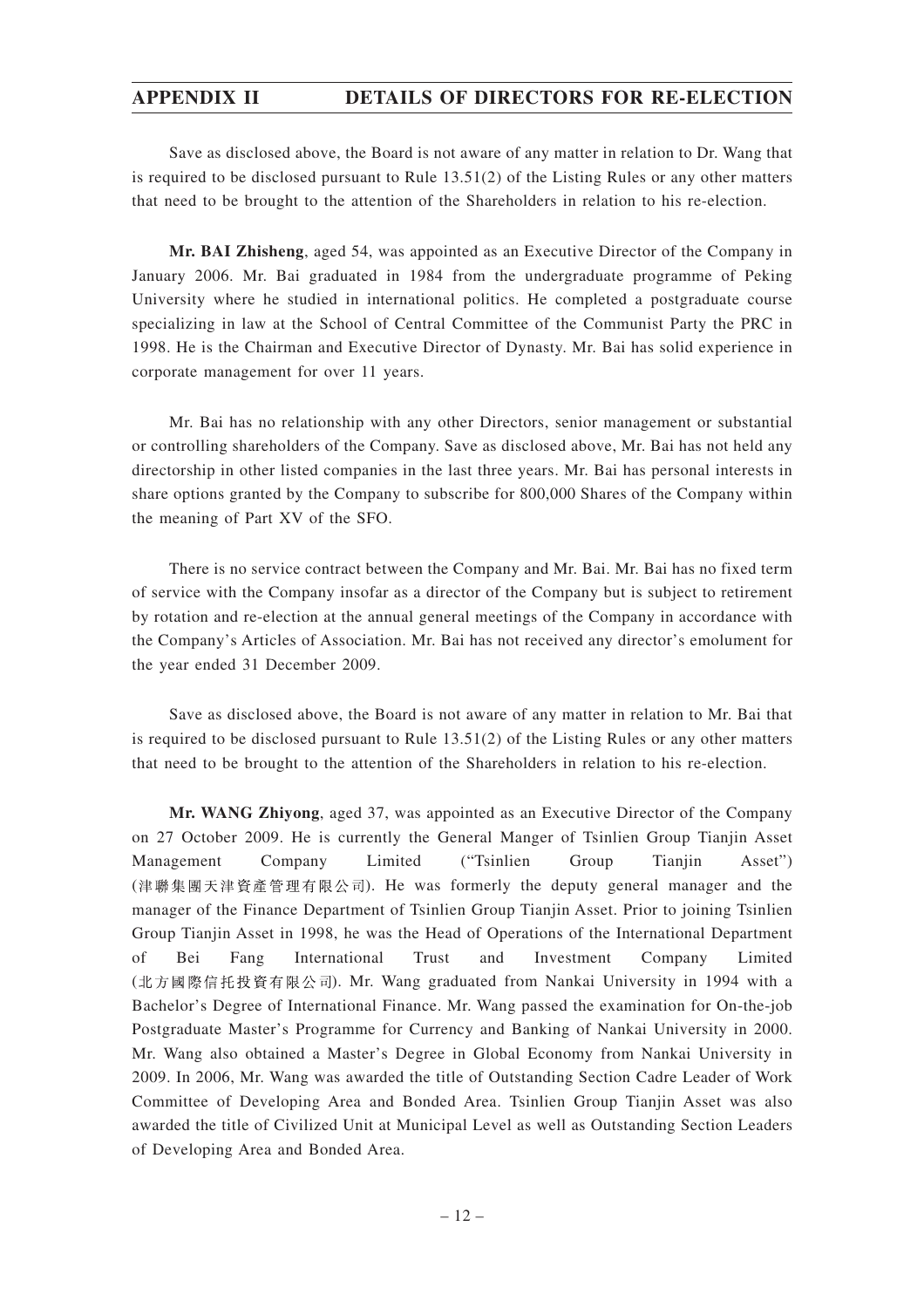Save as disclosed above, the Board is not aware of any matter in relation to Dr. Wang that is required to be disclosed pursuant to Rule 13.51(2) of the Listing Rules or any other matters that need to be brought to the attention of the Shareholders in relation to his re-election.

**Mr. BAI Zhisheng**, aged 54, was appointed as an Executive Director of the Company in January 2006. Mr. Bai graduated in 1984 from the undergraduate programme of Peking University where he studied in international politics. He completed a postgraduate course specializing in law at the School of Central Committee of the Communist Party the PRC in 1998. He is the Chairman and Executive Director of Dynasty. Mr. Bai has solid experience in corporate management for over 11 years.

Mr. Bai has no relationship with any other Directors, senior management or substantial or controlling shareholders of the Company. Save as disclosed above, Mr. Bai has not held any directorship in other listed companies in the last three years. Mr. Bai has personal interests in share options granted by the Company to subscribe for 800,000 Shares of the Company within the meaning of Part XV of the SFO.

There is no service contract between the Company and Mr. Bai. Mr. Bai has no fixed term of service with the Company insofar as a director of the Company but is subject to retirement by rotation and re-election at the annual general meetings of the Company in accordance with the Company's Articles of Association. Mr. Bai has not received any director's emolument for the year ended 31 December 2009.

Save as disclosed above, the Board is not aware of any matter in relation to Mr. Bai that is required to be disclosed pursuant to Rule 13.51(2) of the Listing Rules or any other matters that need to be brought to the attention of the Shareholders in relation to his re-election.

**Mr. WANG Zhiyong**, aged 37, was appointed as an Executive Director of the Company on 27 October 2009. He is currently the General Manger of Tsinlien Group Tianjin Asset Management Company Limited ("Tsinlien Group Tianjin Asset") (津聯集團天津資產管理有限公司). He was formerly the deputy general manager and the manager of the Finance Department of Tsinlien Group Tianjin Asset. Prior to joining Tsinlien Group Tianjin Asset in 1998, he was the Head of Operations of the International Department of Bei Fang International Trust and Investment Company Limited (北方國際信托投資有限公司). Mr. Wang graduated from Nankai University in 1994 with a Bachelor's Degree of International Finance. Mr. Wang passed the examination for On-the-job Postgraduate Master's Programme for Currency and Banking of Nankai University in 2000. Mr. Wang also obtained a Master's Degree in Global Economy from Nankai University in 2009. In 2006, Mr. Wang was awarded the title of Outstanding Section Cadre Leader of Work Committee of Developing Area and Bonded Area. Tsinlien Group Tianjin Asset was also awarded the title of Civilized Unit at Municipal Level as well as Outstanding Section Leaders of Developing Area and Bonded Area.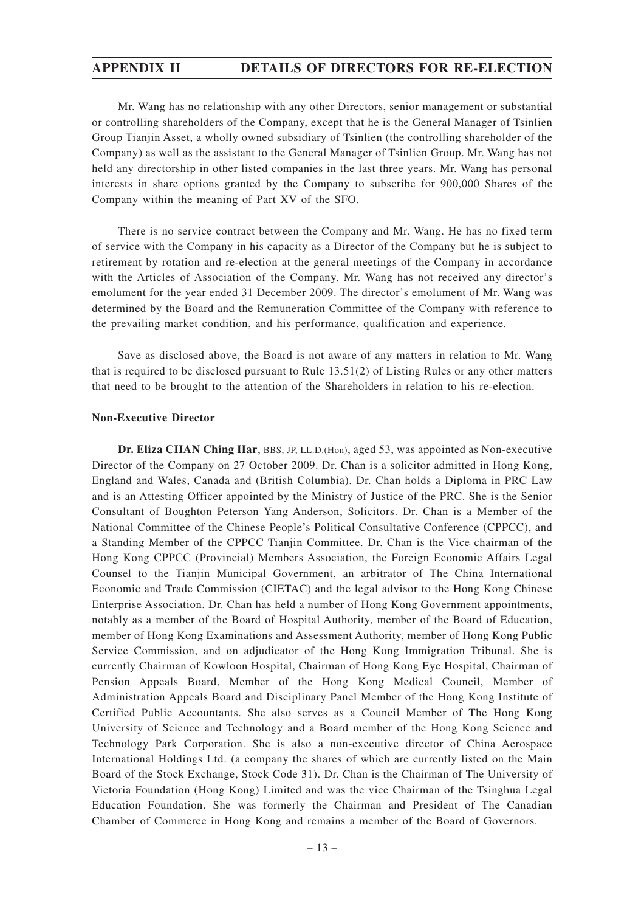Mr. Wang has no relationship with any other Directors, senior management or substantial or controlling shareholders of the Company, except that he is the General Manager of Tsinlien Group Tianjin Asset, a wholly owned subsidiary of Tsinlien (the controlling shareholder of the Company) as well as the assistant to the General Manager of Tsinlien Group. Mr. Wang has not held any directorship in other listed companies in the last three years. Mr. Wang has personal interests in share options granted by the Company to subscribe for 900,000 Shares of the Company within the meaning of Part XV of the SFO.

There is no service contract between the Company and Mr. Wang. He has no fixed term of service with the Company in his capacity as a Director of the Company but he is subject to retirement by rotation and re-election at the general meetings of the Company in accordance with the Articles of Association of the Company. Mr. Wang has not received any director's emolument for the year ended 31 December 2009. The director's emolument of Mr. Wang was determined by the Board and the Remuneration Committee of the Company with reference to the prevailing market condition, and his performance, qualification and experience.

Save as disclosed above, the Board is not aware of any matters in relation to Mr. Wang that is required to be disclosed pursuant to Rule 13.51(2) of Listing Rules or any other matters that need to be brought to the attention of the Shareholders in relation to his re-election.

**Non-Executive Director**

**Dr. Eliza CHAN Ching Har**, BBS, JP, LL.D.(Hon), aged 53, was appointed as Non-executive Director of the Company on 27 October 2009. Dr. Chan is a solicitor admitted in Hong Kong, England and Wales, Canada and (British Columbia). Dr. Chan holds a Diploma in PRC Law and is an Attesting Officer appointed by the Ministry of Justice of the PRC. She is the Senior Consultant of Boughton Peterson Yang Anderson, Solicitors. Dr. Chan is a Member of the National Committee of the Chinese People's Political Consultative Conference (CPPCC), and a Standing Member of the CPPCC Tianjin Committee. Dr. Chan is the Vice chairman of the Hong Kong CPPCC (Provincial) Members Association, the Foreign Economic Affairs Legal Counsel to the Tianjin Municipal Government, an arbitrator of The China International Economic and Trade Commission (CIETAC) and the legal advisor to the Hong Kong Chinese Enterprise Association. Dr. Chan has held a number of Hong Kong Government appointments, notably as a member of the Board of Hospital Authority, member of the Board of Education, member of Hong Kong Examinations and Assessment Authority, member of Hong Kong Public Service Commission, and on adjudicator of the Hong Kong Immigration Tribunal. She is currently Chairman of Kowloon Hospital, Chairman of Hong Kong Eye Hospital, Chairman of Pension Appeals Board, Member of the Hong Kong Medical Council, Member of Administration Appeals Board and Disciplinary Panel Member of the Hong Kong Institute of Certified Public Accountants. She also serves as a Council Member of The Hong Kong University of Science and Technology and a Board member of the Hong Kong Science and Technology Park Corporation. She is also a non-executive director of China Aerospace International Holdings Ltd. (a company the shares of which are currently listed on the Main Board of the Stock Exchange, Stock Code 31). Dr. Chan is the Chairman of The University of Victoria Foundation (Hong Kong) Limited and was the vice Chairman of the Tsinghua Legal Education Foundation. She was formerly the Chairman and President of The Canadian Chamber of Commerce in Hong Kong and remains a member of the Board of Governors.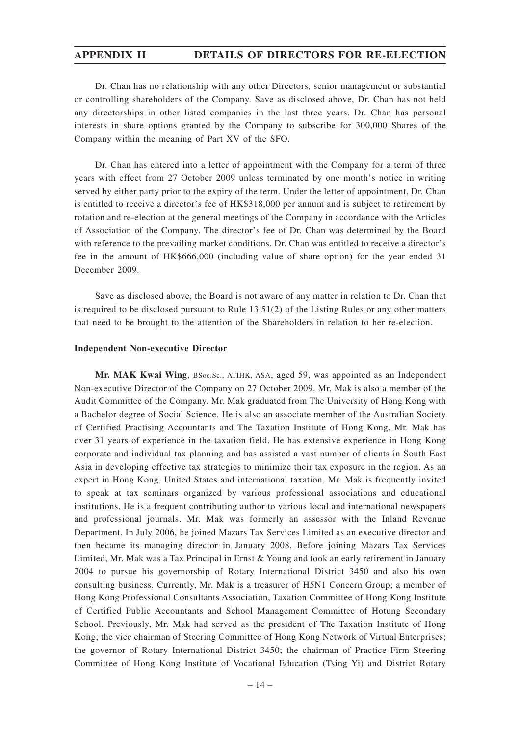Dr. Chan has no relationship with any other Directors, senior management or substantial or controlling shareholders of the Company. Save as disclosed above, Dr. Chan has not held any directorships in other listed companies in the last three years. Dr. Chan has personal interests in share options granted by the Company to subscribe for 300,000 Shares of the Company within the meaning of Part XV of the SFO.

Dr. Chan has entered into a letter of appointment with the Company for a term of three years with effect from 27 October 2009 unless terminated by one month's notice in writing served by either party prior to the expiry of the term. Under the letter of appointment, Dr. Chan is entitled to receive a director's fee of HK$318,000 per annum and is subject to retirement by rotation and re-election at the general meetings of the Company in accordance with the Articles of Association of the Company. The director's fee of Dr. Chan was determined by the Board with reference to the prevailing market conditions. Dr. Chan was entitled to receive a director's fee in the amount of HK$666,000 (including value of share option) for the year ended 31 December 2009.

Save as disclosed above, the Board is not aware of any matter in relation to Dr. Chan that is required to be disclosed pursuant to Rule 13.51(2) of the Listing Rules or any other matters that need to be brought to the attention of the Shareholders in relation to her re-election.

**Independent Non-executive Director**

**Mr. MAK Kwai Wing**, BSoc.Sc., ATIHK, ASA, aged 59, was appointed as an Independent Non-executive Director of the Company on 27 October 2009. Mr. Mak is also a member of the Audit Committee of the Company. Mr. Mak graduated from The University of Hong Kong with a Bachelor degree of Social Science. He is also an associate member of the Australian Society of Certified Practising Accountants and The Taxation Institute of Hong Kong. Mr. Mak has over 31 years of experience in the taxation field. He has extensive experience in Hong Kong corporate and individual tax planning and has assisted a vast number of clients in South East Asia in developing effective tax strategies to minimize their tax exposure in the region. As an expert in Hong Kong, United States and international taxation, Mr. Mak is frequently invited to speak at tax seminars organized by various professional associations and educational institutions. He is a frequent contributing author to various local and international newspapers and professional journals. Mr. Mak was formerly an assessor with the Inland Revenue Department. In July 2006, he joined Mazars Tax Services Limited as an executive director and then became its managing director in January 2008. Before joining Mazars Tax Services Limited, Mr. Mak was a Tax Principal in Ernst & Young and took an early retirement in January 2004 to pursue his governorship of Rotary International District 3450 and also his own consulting business. Currently, Mr. Mak is a treasurer of H5N1 Concern Group; a member of Hong Kong Professional Consultants Association, Taxation Committee of Hong Kong Institute of Certified Public Accountants and School Management Committee of Hotung Secondary School. Previously, Mr. Mak had served as the president of The Taxation Institute of Hong Kong; the vice chairman of Steering Committee of Hong Kong Network of Virtual Enterprises; the governor of Rotary International District 3450; the chairman of Practice Firm Steering Committee of Hong Kong Institute of Vocational Education (Tsing Yi) and District Rotary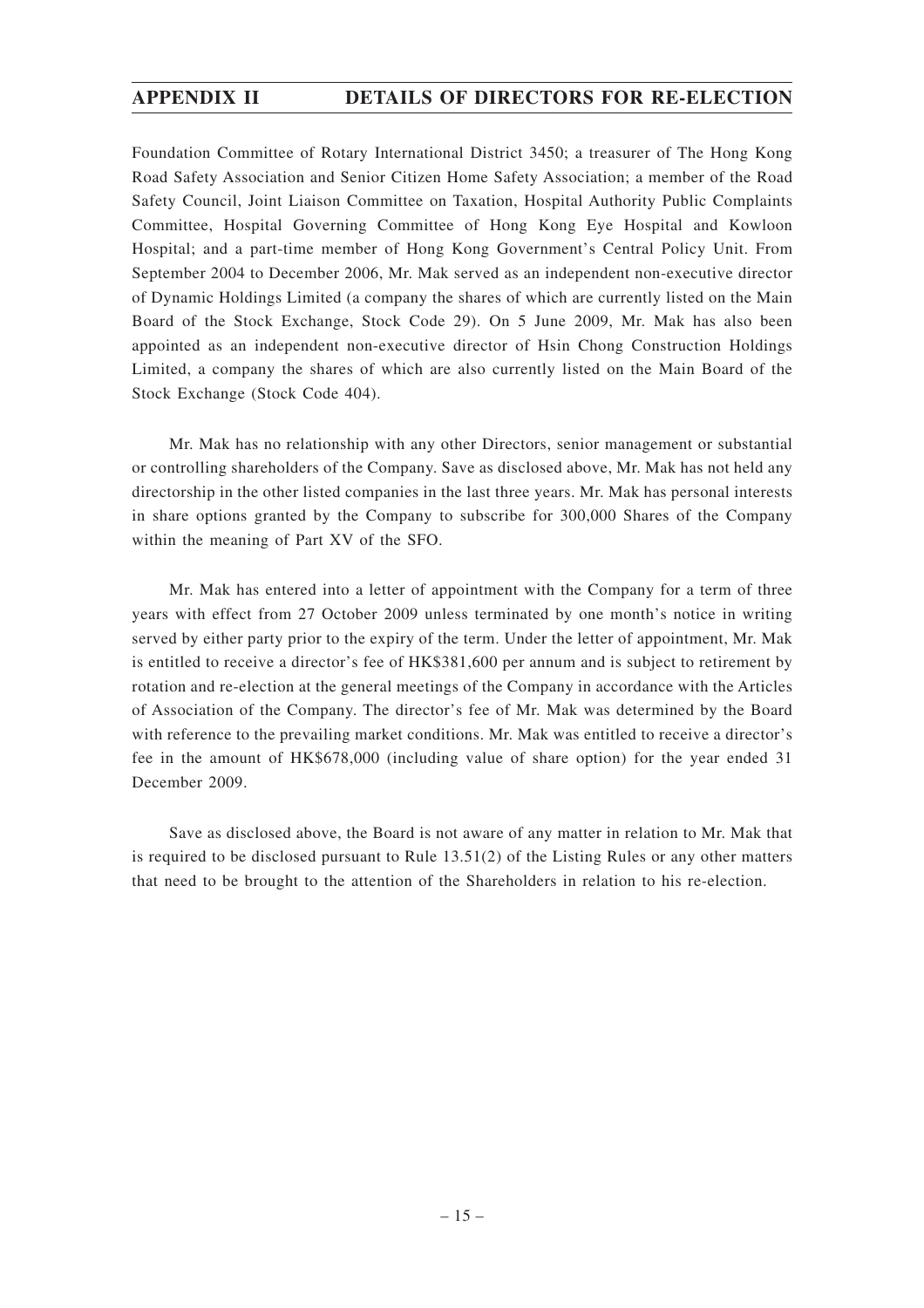Foundation Committee of Rotary International District 3450; a treasurer of The Hong Kong Road Safety Association and Senior Citizen Home Safety Association; a member of the Road Safety Council, Joint Liaison Committee on Taxation, Hospital Authority Public Complaints Committee, Hospital Governing Committee of Hong Kong Eye Hospital and Kowloon Hospital; and a part-time member of Hong Kong Government's Central Policy Unit. From September 2004 to December 2006, Mr. Mak served as an independent non-executive director of Dynamic Holdings Limited (a company the shares of which are currently listed on the Main Board of the Stock Exchange, Stock Code 29). On 5 June 2009, Mr. Mak has also been appointed as an independent non-executive director of Hsin Chong Construction Holdings Limited, a company the shares of which are also currently listed on the Main Board of the Stock Exchange (Stock Code 404).

Mr. Mak has no relationship with any other Directors, senior management or substantial or controlling shareholders of the Company. Save as disclosed above, Mr. Mak has not held any directorship in the other listed companies in the last three years. Mr. Mak has personal interests in share options granted by the Company to subscribe for 300,000 Shares of the Company within the meaning of Part XV of the SFO.

Mr. Mak has entered into a letter of appointment with the Company for a term of three years with effect from 27 October 2009 unless terminated by one month's notice in writing served by either party prior to the expiry of the term. Under the letter of appointment, Mr. Mak is entitled to receive a director's fee of HK$381,600 per annum and is subject to retirement by rotation and re-election at the general meetings of the Company in accordance with the Articles of Association of the Company. The director's fee of Mr. Mak was determined by the Board with reference to the prevailing market conditions. Mr. Mak was entitled to receive a director's fee in the amount of HK$678,000 (including value of share option) for the year ended 31 December 2009.

Save as disclosed above, the Board is not aware of any matter in relation to Mr. Mak that is required to be disclosed pursuant to Rule 13.51(2) of the Listing Rules or any other matters that need to be brought to the attention of the Shareholders in relation to his re-election.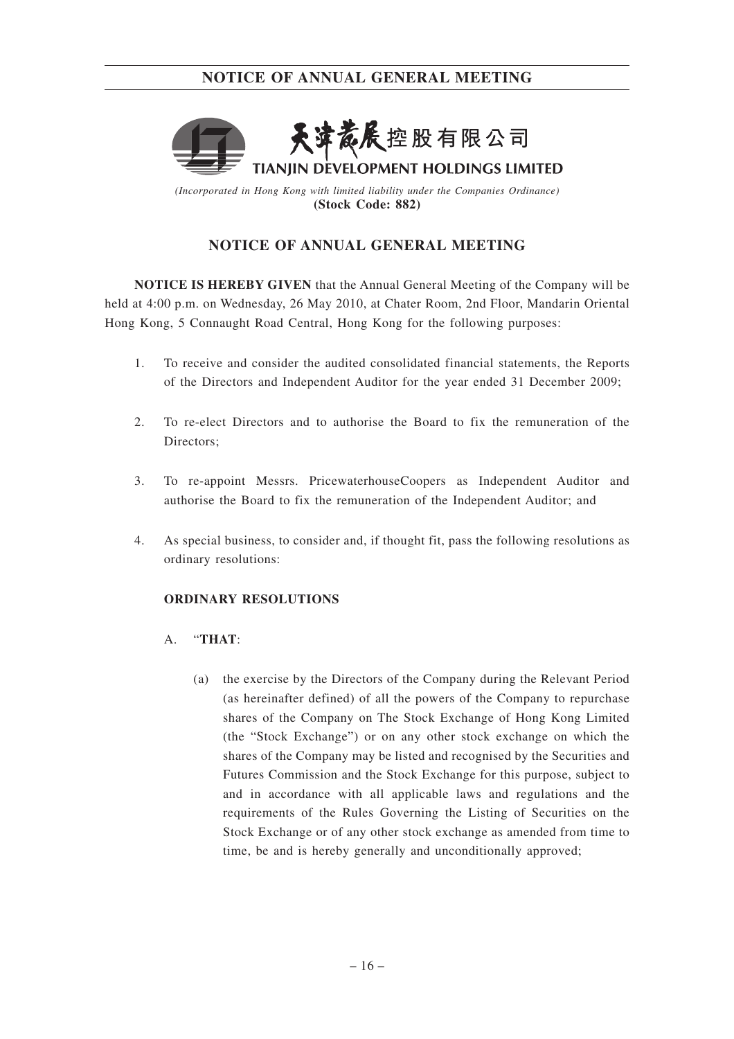# NOTICE OF ANNUAL GENERAL MEETING

天津發展控股有限公司

**TIANJIN DEVELOPMENT HOLDINGS LIMITED**

*(Incorporated in Hong Kong with limited liability under the Companies Ordinance)*

**(Stock Code: 882)**

## NOTICE OF ANNUAL GENERAL MEETING

**NOTICE IS HEREBY GIVEN** that the Annual General Meeting of the Company will be held at 4:00 p.m. on Wednesday, 26 May 2010, at Chater Room, 2nd Floor, Mandarin Oriental Hong Kong, 5 Connaught Road Central, Hong Kong for the following purposes:

1. To receive and consider the audited consolidated financial statements, the Reports of the Directors and Independent Auditor for the year ended 31 December 2009;

2. To re-elect Directors and to authorise the Board to fix the remuneration of the Directors;

3. To re-appoint Messrs. PricewaterhouseCoopers as Independent Auditor and authorise the Board to fix the remuneration of the Independent Auditor; and

4. As special business, to consider and, if thought fit, pass the following resolutions as ordinary resolutions:

### ORDINARY RESOLUTIONS

A. "**THAT**:

   (a) the exercise by the Directors of the Company during the Relevant Period (as hereinafter defined) of all the powers of the Company to repurchase shares of the Company on The Stock Exchange of Hong Kong Limited (the "Stock Exchange") or on any other stock exchange on which the shares of the Company may be listed and recognised by the Securities and Futures Commission and the Stock Exchange for this purpose, subject to and in accordance with all applicable laws and regulations and the requirements of the Rules Governing the Listing of Securities on the Stock Exchange or of any other stock exchange as amended from time to time, be and is hereby generally and unconditionally approved;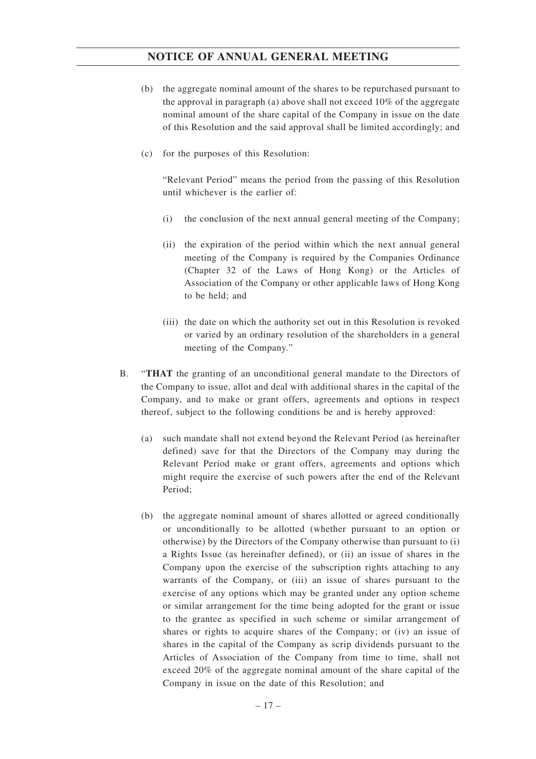(b) the aggregate nominal amount of the shares to be repurchased pursuant to the approval in paragraph (a) above shall not exceed 10% of the aggregate nominal amount of the share capital of the Company in issue on the date of this Resolution and the said approval shall be limited accordingly; and

(c) for the purposes of this Resolution:

"Relevant Period" means the period from the passing of this Resolution until whichever is the earlier of:

(i) the conclusion of the next annual general meeting of the Company;

(ii) the expiration of the period within which the next annual general meeting of the Company is required by the Companies Ordinance (Chapter 32 of the Laws of Hong Kong) or the Articles of Association of the Company or other applicable laws of Hong Kong to be held; and

(iii) the date on which the authority set out in this Resolution is revoked or varied by an ordinary resolution of the shareholders in a general meeting of the Company."

B. "**THAT** the granting of an unconditional general mandate to the Directors of the Company to issue, allot and deal with additional shares in the capital of the Company, and to make or grant offers, agreements and options in respect thereof, subject to the following conditions be and is hereby approved:

(a) such mandate shall not extend beyond the Relevant Period (as hereinafter defined) save for that the Directors of the Company may during the Relevant Period make or grant offers, agreements and options which might require the exercise of such powers after the end of the Relevant Period;

(b) the aggregate nominal amount of shares allotted or agreed conditionally or unconditionally to be allotted (whether pursuant to an option or otherwise) by the Directors of the Company otherwise than pursuant to (i) a Rights Issue (as hereinafter defined), or (ii) an issue of shares in the Company upon the exercise of the subscription rights attaching to any warrants of the Company, or (iii) an issue of shares pursuant to the exercise of any options which may be granted under any option scheme or similar arrangement for the time being adopted for the grant or issue to the grantee as specified in such scheme or similar arrangement of shares or rights to acquire shares of the Company; or (iv) an issue of shares in the capital of the Company as scrip dividends pursuant to the Articles of Association of the Company from time to time, shall not exceed 20% of the aggregate nominal amount of the share capital of the Company in issue on the date of this Resolution; and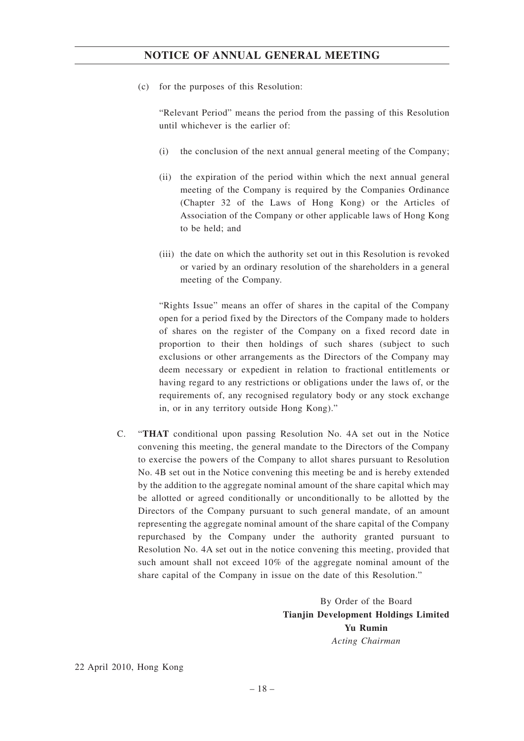(c) for the purposes of this Resolution:

"Relevant Period" means the period from the passing of this Resolution until whichever is the earlier of:

(i) the conclusion of the next annual general meeting of the Company;

(ii) the expiration of the period within which the next annual general meeting of the Company is required by the Companies Ordinance (Chapter 32 of the Laws of Hong Kong) or the Articles of Association of the Company or other applicable laws of Hong Kong to be held; and

(iii) the date on which the authority set out in this Resolution is revoked or varied by an ordinary resolution of the shareholders in a general meeting of the Company.

"Rights Issue" means an offer of shares in the capital of the Company open for a period fixed by the Directors of the Company made to holders of shares on the register of the Company on a fixed record date in proportion to their then holdings of such shares (subject to such exclusions or other arrangements as the Directors of the Company may deem necessary or expedient in relation to fractional entitlements or having regard to any restrictions or obligations under the laws of, or the requirements of, any recognised regulatory body or any stock exchange in, or in any territory outside Hong Kong)."

C. "**THAT** conditional upon passing Resolution No. 4A set out in the Notice convening this meeting, the general mandate to the Directors of the Company to exercise the powers of the Company to allot shares pursuant to Resolution No. 4B set out in the Notice convening this meeting be and is hereby extended by the addition to the aggregate nominal amount of the share capital which may be allotted or agreed conditionally or unconditionally to be allotted by the Directors of the Company pursuant to such general mandate, of an amount representing the aggregate nominal amount of the share capital of the Company repurchased by the Company under the authority granted pursuant to Resolution No. 4A set out in the notice convening this meeting, provided that such amount shall not exceed 10% of the aggregate nominal amount of the share capital of the Company in issue on the date of this Resolution."

By Order of the Board
**Tianjin Development Holdings Limited**
**Yu Rumin**
*Acting Chairman*

22 April 2010, Hong Kong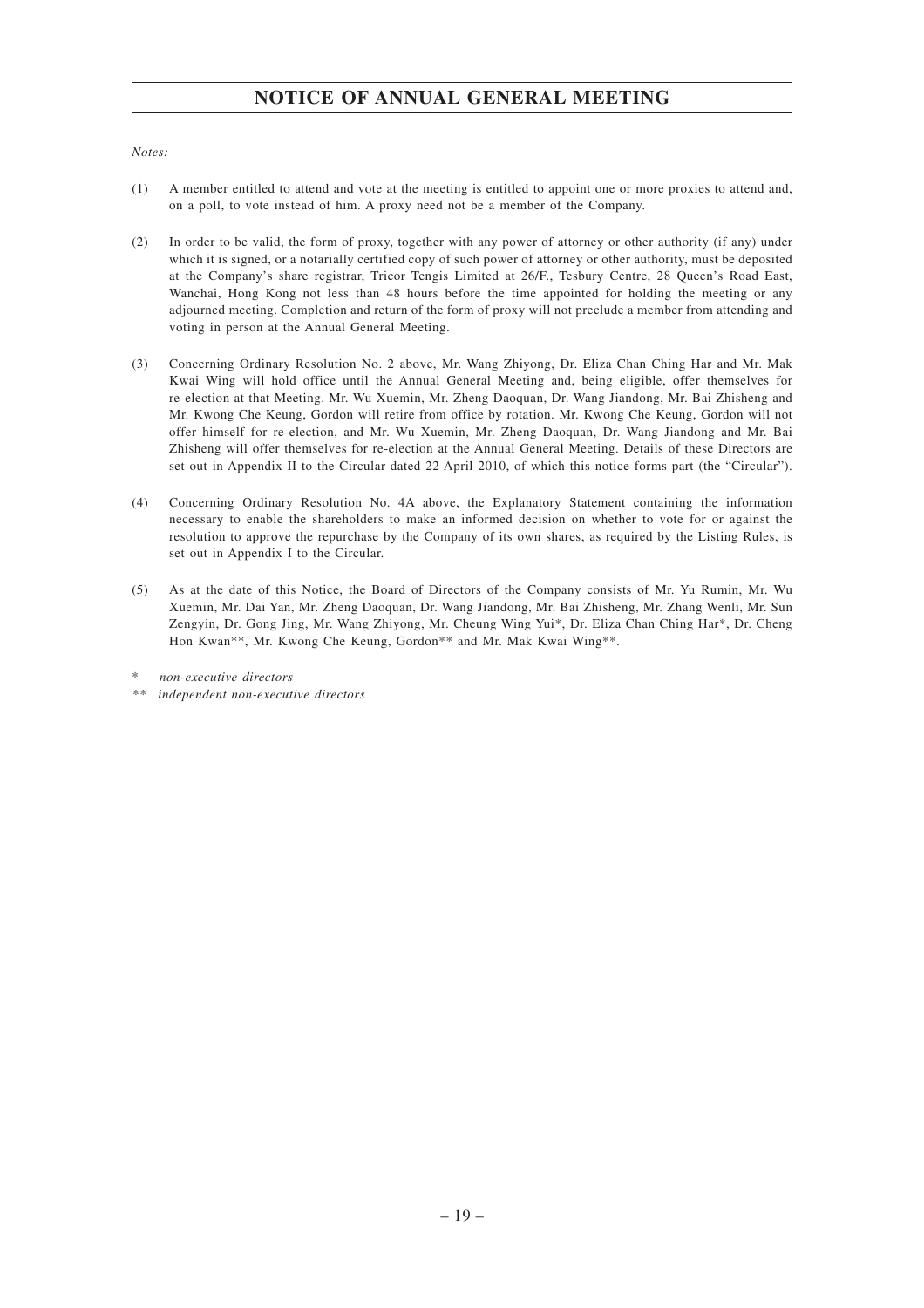# NOTICE OF ANNUAL GENERAL MEETING

*Notes:*

(1) A member entitled to attend and vote at the meeting is entitled to appoint one or more proxies to attend and, on a poll, to vote instead of him. A proxy need not be a member of the Company.

(2) In order to be valid, the form of proxy, together with any power of attorney or other authority (if any) under which it is signed, or a notarially certified copy of such power of attorney or other authority, must be deposited at the Company's share registrar, Tricor Tengis Limited at 26/F., Tesbury Centre, 28 Queen's Road East, Wanchai, Hong Kong not less than 48 hours before the time appointed for holding the meeting or any adjourned meeting. Completion and return of the form of proxy will not preclude a member from attending and voting in person at the Annual General Meeting.

(3) Concerning Ordinary Resolution No. 2 above, Mr. Wang Zhiyong, Dr. Eliza Chan Ching Har and Mr. Mak Kwai Wing will hold office until the Annual General Meeting and, being eligible, offer themselves for re-election at that Meeting. Mr. Wu Xuemin, Mr. Zheng Daoquan, Dr. Wang Jiandong, Mr. Bai Zhisheng and Mr. Kwong Che Keung, Gordon will retire from office by rotation. Mr. Kwong Che Keung, Gordon will not offer himself for re-election, and Mr. Wu Xuemin, Mr. Zheng Daoquan, Dr. Wang Jiandong and Mr. Bai Zhisheng will offer themselves for re-election at the Annual General Meeting. Details of these Directors are set out in Appendix II to the Circular dated 22 April 2010, of which this notice forms part (the "Circular").

(4) Concerning Ordinary Resolution No. 4A above, the Explanatory Statement containing the information necessary to enable the shareholders to make an informed decision on whether to vote for or against the resolution to approve the repurchase by the Company of its own shares, as required by the Listing Rules, is set out in Appendix I to the Circular.

(5) As at the date of this Notice, the Board of Directors of the Company consists of Mr. Yu Rumin, Mr. Wu Xuemin, Mr. Dai Yan, Mr. Zheng Daoquan, Dr. Wang Jiandong, Mr. Bai Zhisheng, Mr. Zhang Wenli, Mr. Sun Zengyin, Dr. Gong Jing, Mr. Wang Zhiyong, Mr. Cheung Wing Yui*, Dr. Eliza Chan Ching Har*, Dr. Cheng Hon Kwan**, Mr. Kwong Che Keung, Gordon** and Mr. Mak Kwai Wing**.

\* *non-executive directors*

\*\* *independent non-executive directors*